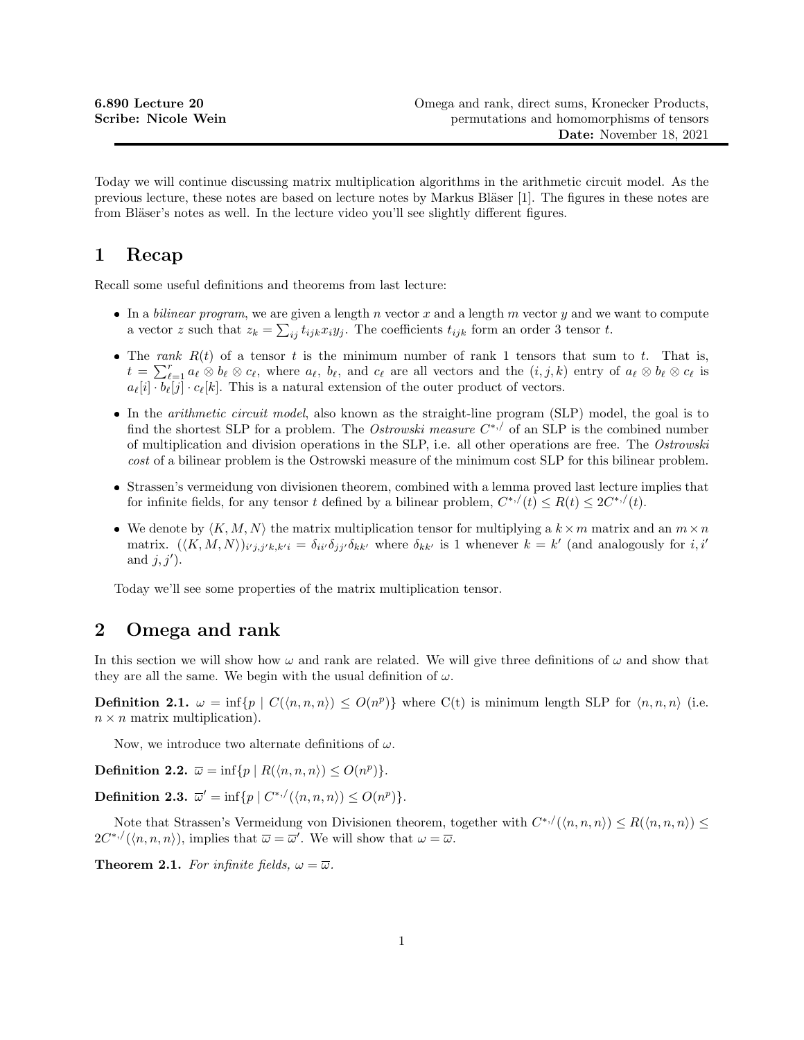**6.890 Lecture 20**
**Scribe: Nicole Wein**

Omega and rank, direct sums, Kronecker Products, permutations and homomorphisms of tensors
**Date:** November 18, 2021

Today we will continue discussing matrix multiplication algorithms in the arithmetic circuit model. As the previous lecture, these notes are based on lecture notes by Markus Bläser [1]. The figures in these notes are from Bläser's notes as well. In the lecture video you'll see slightly different figures.

# 1 Recap

Recall some useful definitions and theorems from last lecture:

- In a *bilinear program*, we are given a length $n$ vector $x$ and a length $m$ vector $y$ and we want to compute a vector $z$ such that $z_k = \sum_{ij} t_{ijk} x_i y_j$. The coefficients $t_{ijk}$ form an order 3 tensor $t$.
- The *rank* $R(t)$ of a tensor $t$ is the minimum number of rank 1 tensors that sum to $t$. That is, $t = \sum_{\ell=1}^{r} a_\ell \otimes b_\ell \otimes c_\ell$, where $a_\ell$, $b_\ell$, and $c_\ell$ are all vectors and the $(i, j, k)$ entry of $a_\ell \otimes b_\ell \otimes c_\ell$ is $a_\ell[i] \cdot b_\ell[j] \cdot c_\ell[k]$. This is a natural extension of the outer product of vectors.
- In the *arithmetic circuit model*, also known as the straight-line program (SLP) model, the goal is to find the shortest SLP for a problem. The *Ostrowski measure* $C^{*,/}$ of an SLP is the combined number of multiplication and division operations in the SLP, i.e. all other operations are free. The *Ostrowski cost* of a bilinear problem is the Ostrowski measure of the minimum cost SLP for this bilinear problem.
- Strassen's vermeidung von divisionen theorem, combined with a lemma proved last lecture implies that for infinite fields, for any tensor $t$ defined by a bilinear problem, $C^{*,/}(t) \le R(t) \le 2C^{*,/}(t)$.
- We denote by $\langle K, M, N\rangle$ the matrix multiplication tensor for multiplying a $k \times m$ matrix and an $m \times n$ matrix. $(\langle K, M, N\rangle)_{i'j,j'k,k'i} = \delta_{ii'}\delta_{jj'}\delta_{kk'}$ where $\delta_{kk'}$ is 1 whenever $k = k'$ (and analogously for $i, i'$ and $j, j'$).

Today we'll see some properties of the matrix multiplication tensor.

# 2 Omega and rank

In this section we will show how $\omega$ and rank are related. We will give three definitions of $\omega$ and show that they are all the same. We begin with the usual definition of $\omega$.

**Definition 2.1.** $\omega = \inf\{p \mid C(\langle n, n, n\rangle) \le O(n^p)\}$ where C(t) is minimum length SLP for $\langle n, n, n\rangle$ (i.e. $n \times n$ matrix multiplication).

Now, we introduce two alternate definitions of $\omega$.

**Definition 2.2.** $\overline{\omega} = \inf\{p \mid R(\langle n, n, n\rangle) \le O(n^p)\}$.

**Definition 2.3.** $\overline{\omega}' = \inf\{p \mid C^{*,/}(\langle n, n, n\rangle) \le O(n^p)\}$.

Note that Strassen's Vermeidung von Divisionen theorem, together with $C^{*,/}(\langle n, n, n\rangle) \le R(\langle n, n, n\rangle) \le 2C^{*,/}(\langle n, n, n\rangle)$, implies that $\overline{\omega} = \overline{\omega}'$. We will show that $\omega = \overline{\omega}$.

**Theorem 2.1.** *For infinite fields, $\omega = \overline{\omega}$.*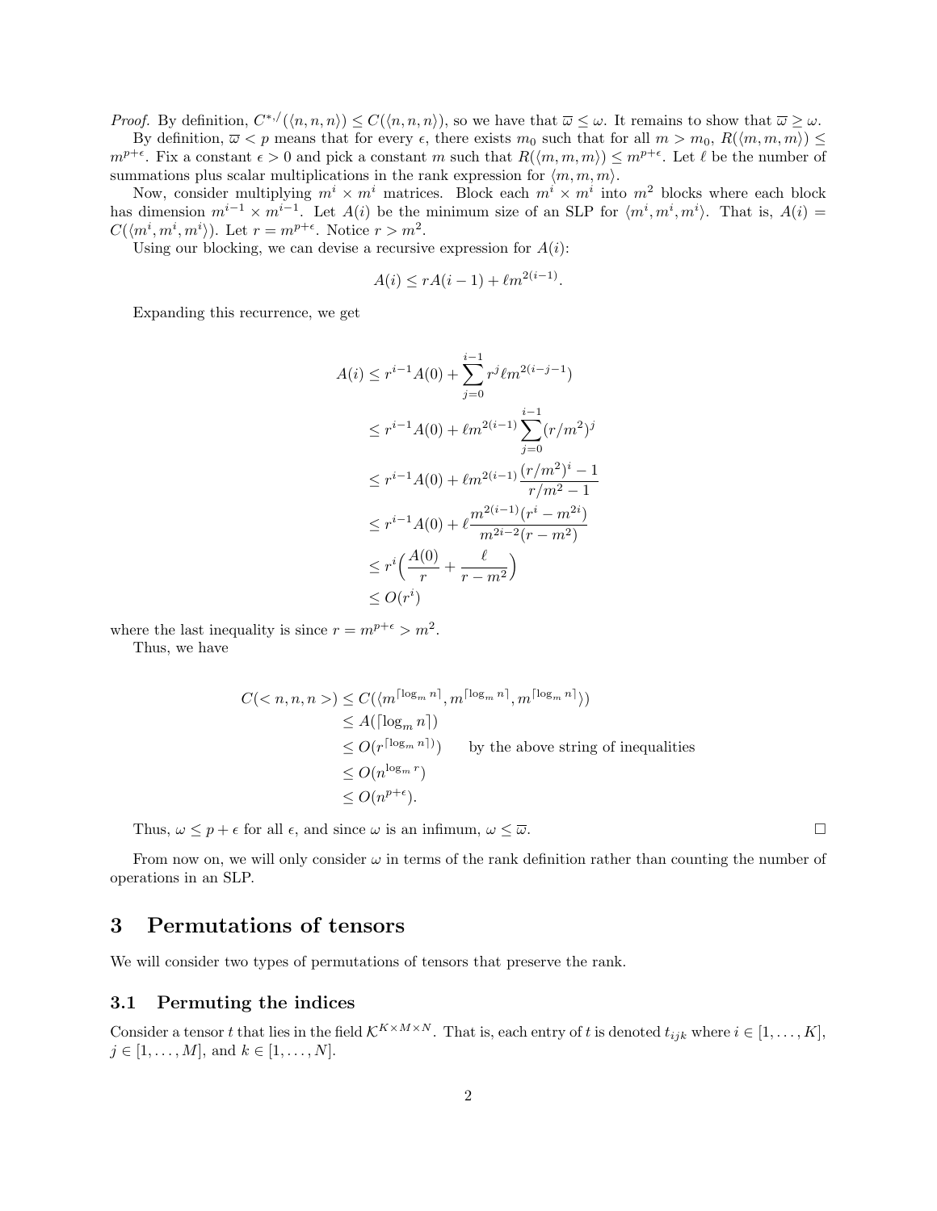*Proof.* By definition, $C^{*,/}(\langle n,n,n\rangle) \le C(\langle n,n,n\rangle)$, so we have that $\overline{\omega} \le \omega$. It remains to show that $\overline{\omega} \ge \omega$.

By definition, $\overline{\omega} < p$ means that for every $\epsilon$, there exists $m_0$ such that for all $m > m_0$, $R(\langle m,m,m\rangle) \le m^{p+\epsilon}$. Fix a constant $\epsilon > 0$ and pick a constant $m$ such that $R(\langle m,m,m\rangle) \le m^{p+\epsilon}$. Let $\ell$ be the number of summations plus scalar multiplications in the rank expression for $\langle m,m,m\rangle$.

Now, consider multiplying $m^i \times m^i$ matrices. Block each $m^i \times m^i$ into $m^2$ blocks where each block has dimension $m^{i-1} \times m^{i-1}$. Let $A(i)$ be the minimum size of an SLP for $\langle m^i, m^i, m^i\rangle$. That is, $A(i) = C(\langle m^i, m^i, m^i\rangle)$. Let $r = m^{p+\epsilon}$. Notice $r > m^2$.

Using our blocking, we can devise a recursive expression for $A(i)$:

$$A(i) \le rA(i-1) + \ell m^{2(i-1)}.$$

Expanding this recurrence, we get

$$
\begin{aligned}
A(i) &\le r^{i-1}A(0) + \sum_{j=0}^{i-1} r^j \ell m^{2(i-j-1)}) \\
&\le r^{i-1}A(0) + \ell m^{2(i-1)} \sum_{j=0}^{i-1} (r/m^2)^j \\
&\le r^{i-1}A(0) + \ell m^{2(i-1)} \frac{(r/m^2)^i - 1}{r/m^2 - 1} \\
&\le r^{i-1}A(0) + \ell \frac{m^{2(i-1)}(r^i - m^{2i})}{m^{2i-2}(r-m^2)} \\
&\le r^i\Big(\frac{A(0)}{r} + \frac{\ell}{r-m^2}\Big) \\
&\le O(r^i)
\end{aligned}
$$

where the last inequality is since $r = m^{p+\epsilon} > m^2$.

Thus, we have

$$
\begin{aligned}
C(<n,n,n>) &\le C(\langle m^{\lceil \log_m n\rceil}, m^{\lceil \log_m n\rceil}, m^{\lceil \log_m n\rceil}\rangle) \\
&\le A(\lceil \log_m n\rceil) \\
&\le O(r^{\lceil \log_m n\rceil}) \qquad \text{by the above string of inequalities} \\
&\le O(n^{\log_m r}) \\
&\le O(n^{p+\epsilon}).
\end{aligned}
$$

Thus, $\omega \le p + \epsilon$ for all $\epsilon$, and since $\omega$ is an infimum, $\omega \le \overline{\omega}$. □

From now on, we will only consider $\omega$ in terms of the rank definition rather than counting the number of operations in an SLP.

# 3 Permutations of tensors

We will consider two types of permutations of tensors that preserve the rank.

## 3.1 Permuting the indices

Consider a tensor $t$ that lies in the field $\mathcal{K}^{K\times M\times N}$. That is, each entry of $t$ is denoted $t_{ijk}$ where $i \in [1,\ldots,K]$, $j \in [1,\ldots,M]$, and $k \in [1,\ldots,N]$.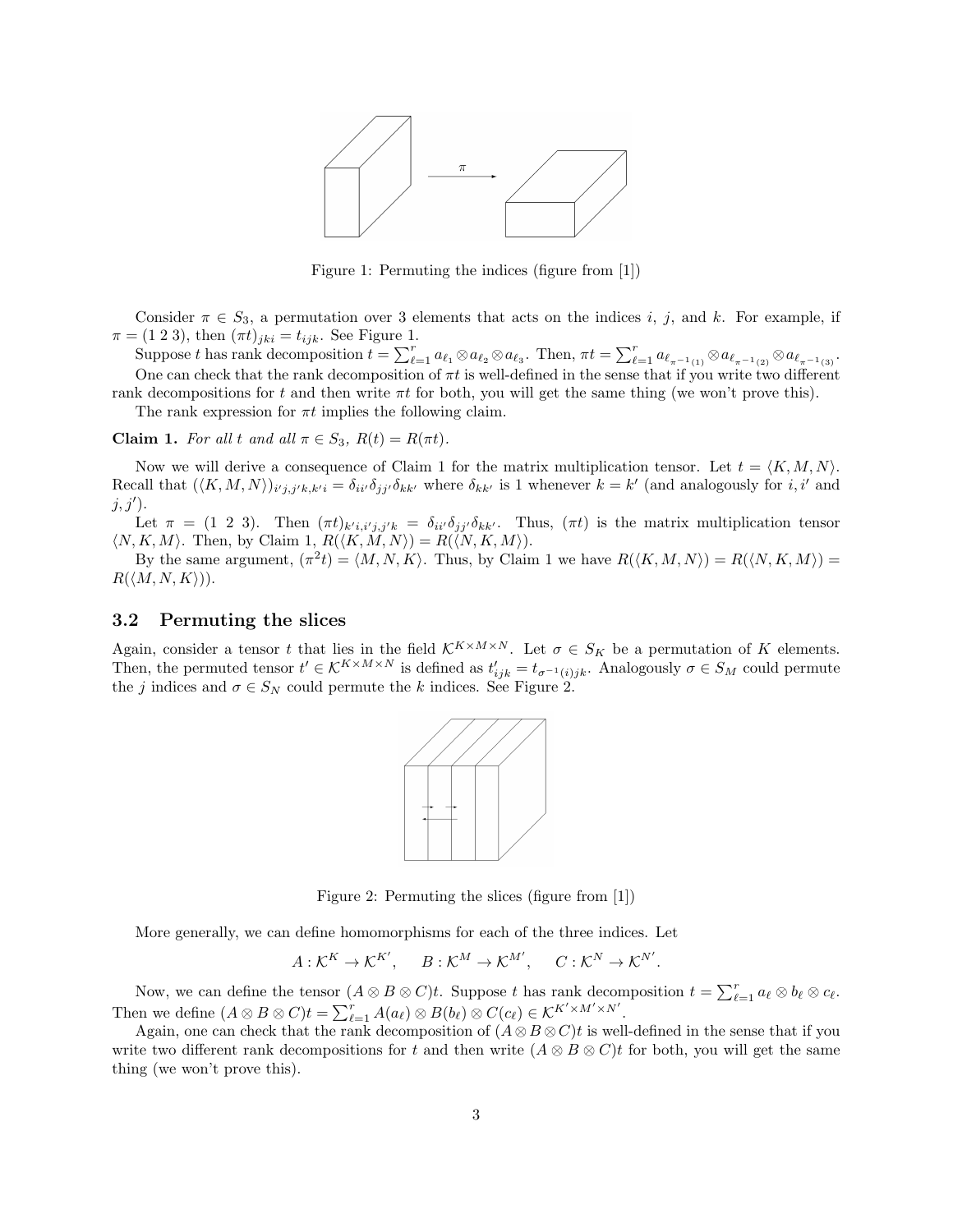Figure 1: Permuting the indices (figure from [1])

Consider $\pi \in S_3$, a permutation over 3 elements that acts on the indices $i$, $j$, and $k$. For example, if $\pi = (1\ 2\ 3)$, then $(\pi t)_{jki} = t_{ijk}$. See Figure 1.

Suppose $t$ has rank decomposition $t = \sum_{\ell=1}^{r} a_{\ell_1} \otimes a_{\ell_2} \otimes a_{\ell_3}$. Then, $\pi t = \sum_{\ell=1}^{r} a_{\ell_{\pi^{-1}(1)}} \otimes a_{\ell_{\pi^{-1}(2)}} \otimes a_{\ell_{\pi^{-1}(3)}}$.

One can check that the rank decomposition of $\pi t$ is well-defined in the sense that if you write two different rank decompositions for $t$ and then write $\pi t$ for both, you will get the same thing (we won't prove this).

The rank expression for $\pi t$ implies the following claim.

**Claim 1.** *For all $t$ and all $\pi \in S_3$, $R(t) = R(\pi t)$.*

Now we will derive a consequence of Claim 1 for the matrix multiplication tensor. Let $t = \langle K, M, N\rangle$. Recall that $(\langle K, M, N\rangle)_{i'j,j'k,k'i} = \delta_{ii'}\delta_{jj'}\delta_{kk'}$ where $\delta_{kk'}$ is 1 whenever $k = k'$ (and analogously for $i, i'$ and $j, j'$).

Let $\pi = (1\ 2\ 3)$. Then $(\pi t)_{k'i,i'j,j'k} = \delta_{ii'}\delta_{jj'}\delta_{kk'}$. Thus, $(\pi t)$ is the matrix multiplication tensor $\langle N, K, M\rangle$. Then, by Claim 1, $R(\langle K, M, N\rangle) = R(\langle N, K, M\rangle)$.

By the same argument, $(\pi^2 t) = \langle M, N, K\rangle$. Thus, by Claim 1 we have $R(\langle K, M, N\rangle) = R(\langle N, K, M\rangle) = R(\langle M, N, K\rangle))$.

### 3.2 Permuting the slices

Again, consider a tensor $t$ that lies in the field $\mathcal{K}^{K\times M\times N}$. Let $\sigma \in S_K$ be a permutation of $K$ elements. Then, the permuted tensor $t' \in \mathcal{K}^{K\times M\times N}$ is defined as $t'_{ijk} = t_{\sigma^{-1}(i)jk}$. Analogously $\sigma \in S_M$ could permute the $j$ indices and $\sigma \in S_N$ could permute the $k$ indices. See Figure 2.

Figure 2: Permuting the slices (figure from [1])

More generally, we can define homomorphisms for each of the three indices. Let

$$A : \mathcal{K}^K \to \mathcal{K}^{K'}, \qquad B : \mathcal{K}^M \to \mathcal{K}^{M'}, \qquad C : \mathcal{K}^N \to \mathcal{K}^{N'}.$$

Now, we can define the tensor $(A \otimes B \otimes C)t$. Suppose $t$ has rank decomposition $t = \sum_{\ell=1}^{r} a_\ell \otimes b_\ell \otimes c_\ell$. Then we define $(A \otimes B \otimes C)t = \sum_{\ell=1}^{r} A(a_\ell) \otimes B(b_\ell) \otimes C(c_\ell) \in \mathcal{K}^{K'\times M'\times N'}$.

Again, one can check that the rank decomposition of $(A \otimes B \otimes C)t$ is well-defined in the sense that if you write two different rank decompositions for $t$ and then write $(A \otimes B \otimes C)t$ for both, you will get the same thing (we won't prove this).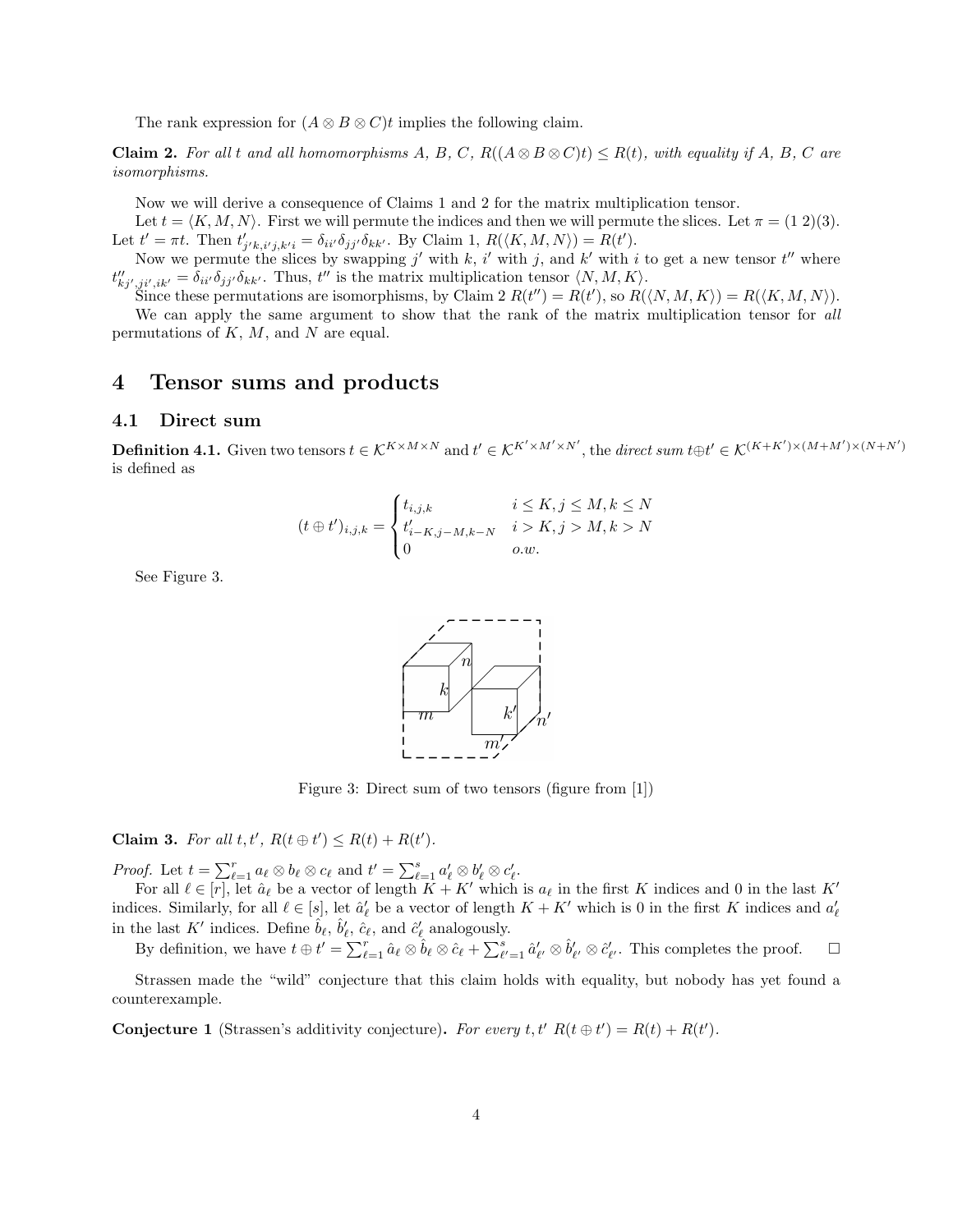The rank expression for $(A \otimes B \otimes C)t$ implies the following claim.

**Claim 2.** *For all $t$ and all homomorphisms $A$, $B$, $C$, $R((A \otimes B \otimes C)t)) \leq R(t)$, with equality if $A$, $B$, $C$ are isomorphisms.*

Now we will derive a consequence of Claims 1 and 2 for the matrix multiplication tensor.

Let $t = \langle K, M, N \rangle$. First we will permute the indices and then we will permute the slices. Let $\pi = (1\ 2)(3)$. Let $t' = \pi t$. Then $t'_{j'k,i'j,k'i} = \delta_{ii'}\delta_{jj'}\delta_{kk'}$. By Claim 1, $R(\langle K, M, N \rangle) = R(t')$.

Now we permute the slices by swapping $j'$ with $k$, $i'$ with $j$, and $k'$ with $i$ to get a new tensor $t''$ where $t''_{kj',ji',ik'} = \delta_{ii'}\delta_{jj'}\delta_{kk'}$. Thus, $t''$ is the matrix multiplication tensor $\langle N, M, K \rangle$.

Since these permutations are isomorphisms, by Claim 2 $R(t'') = R(t')$, so $R(\langle N, M, K \rangle) = R(\langle K, M, N \rangle)$.

We can apply the same argument to show that the rank of the matrix multiplication tensor for *all* permutations of $K$, $M$, and $N$ are equal.

# 4 Tensor sums and products

## 4.1 Direct sum

**Definition 4.1.** Given two tensors $t \in \mathcal{K}^{K \times M \times N}$ and $t' \in \mathcal{K}^{K' \times M' \times N'}$, the *direct sum* $t \oplus t' \in \mathcal{K}^{(K+K') \times (M+M') \times (N+N')}$ is defined as

$$(t \oplus t')_{i,j,k} = \begin{cases} t_{i,j,k} & i \leq K, j \leq M, k \leq N \\ t'_{i-K,j-M,k-N} & i > K, j > M, k > N \\ 0 & o.w. \end{cases}$$

See Figure 3.

Figure 3: Direct sum of two tensors (figure from [1])

**Claim 3.** *For all $t, t'$, $R(t \oplus t') \leq R(t) + R(t')$.*

*Proof.* Let $t = \sum_{\ell=1}^{r} a_\ell \otimes b_\ell \otimes c_\ell$ and $t' = \sum_{\ell=1}^{s} a'_\ell \otimes b'_\ell \otimes c'_\ell$.

For all $\ell \in [r]$, let $\hat{a}_\ell$ be a vector of length $K + K'$ which is $a_\ell$ in the first $K$ indices and 0 in the last $K'$ indices. Similarly, for all $\ell \in [s]$, let $\hat{a}'_\ell$ be a vector of length $K + K'$ which is 0 in the first $K$ indices and $a'_\ell$ in the last $K'$ indices. Define $\hat{b}_\ell$, $\hat{b}'_\ell$, $\hat{c}_\ell$, and $\hat{c}'_\ell$ analogously.

By definition, we have $t \oplus t' = \sum_{\ell=1}^{r} \hat{a}_\ell \otimes \hat{b}_\ell \otimes \hat{c}_\ell + \sum_{\ell'=1}^{s} \hat{a}'_{\ell'} \otimes \hat{b}'_{\ell'} \otimes \hat{c}'_{\ell'}$. This completes the proof. $\square$

Strassen made the "wild" conjecture that this claim holds with equality, but nobody has yet found a counterexample.

**Conjecture 1** (Strassen's additivity conjecture)**.** *For every $t, t'$ $R(t \oplus t') = R(t) + R(t')$.*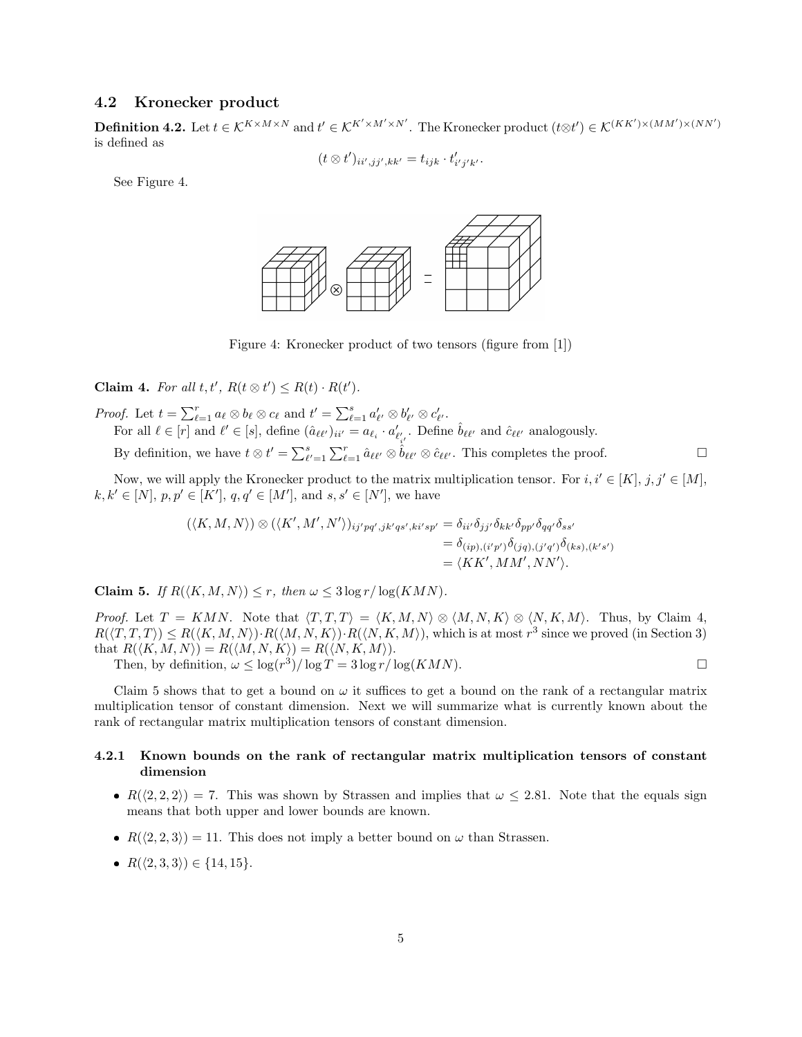## 4.2 Kronecker product

**Definition 4.2.** Let $t \in \mathcal{K}^{K \times M \times N}$ and $t' \in \mathcal{K}^{K' \times M' \times N'}$. The Kronecker product $(t \otimes t') \in \mathcal{K}^{(KK') \times (MM') \times (NN')}$ is defined as

$$(t \otimes t')_{ii',jj',kk'} = t_{ijk} \cdot t'_{i'j'k'}.$$

See Figure 4.

Figure 4: Kronecker product of two tensors (figure from [1])

**Claim 4.** *For all $t, t'$, $R(t \otimes t') \leq R(t) \cdot R(t')$.*

*Proof.* Let $t = \sum_{\ell=1}^{r} a_\ell \otimes b_\ell \otimes c_\ell$ and $t' = \sum_{\ell=1}^{s} a'_{\ell'} \otimes b'_{\ell'} \otimes c'_{\ell'}$.

For all $\ell \in [r]$ and $\ell' \in [s]$, define $(\hat{a}_{\ell\ell'})_{ii'} = a_{\ell_i} \cdot a'_{\ell'_{i'}}$. Define $\hat{b}_{\ell\ell'}$ and $\hat{c}_{\ell\ell'}$ analogously.

By definition, we have $t \otimes t' = \sum_{\ell'=1}^{s} \sum_{\ell=1}^{r} \hat{a}_{\ell\ell'} \otimes \hat{b}_{\ell\ell'} \otimes \hat{c}_{\ell\ell'}$. This completes the proof. ☐

Now, we will apply the Kronecker product to the matrix multiplication tensor. For $i, i' \in [K]$, $j, j' \in [M]$, $k, k' \in [N]$, $p, p' \in [K']$, $q, q' \in [M']$, and $s, s' \in [N']$, we have

$$\begin{aligned}
(\langle K, M, N \rangle) \otimes (\langle K', M', N' \rangle)_{ij'pq',jk'qs',ki'sp'} &= \delta_{ii'}\delta_{jj'}\delta_{kk'}\delta_{pp'}\delta_{qq'}\delta_{ss'} \\
&= \delta_{(ip),(i'p')}\delta_{(jq),(j'q')}\delta_{(ks),(k's')} \\
&= \langle KK', MM', NN' \rangle.
\end{aligned}$$

**Claim 5.** *If $R(\langle K, M, N \rangle) \leq r$, then $\omega \leq 3 \log r / \log(KMN)$.*

*Proof.* Let $T = KMN$. Note that $\langle T, T, T \rangle = \langle K, M, N \rangle \otimes \langle M, N, K \rangle \otimes \langle N, K, M \rangle$. Thus, by Claim 4, $R(\langle T, T, T \rangle) \leq R(\langle K, M, N \rangle) \cdot R(\langle M, N, K \rangle) \cdot R(\langle N, K, M \rangle)$, which is at most $r^3$ since we proved (in Section 3) that $R(\langle K, M, N \rangle) = R(\langle M, N, K \rangle) = R(\langle N, K, M \rangle)$.

Then, by definition, $\omega \leq \log(r^3)/\log T = 3 \log r / \log(KMN)$. ☐

Claim 5 shows that to get a bound on $\omega$ it suffices to get a bound on the rank of a rectangular matrix multiplication tensor of constant dimension. Next we will summarize what is currently known about the rank of rectangular matrix multiplication tensors of constant dimension.

### 4.2.1 Known bounds on the rank of rectangular matrix multiplication tensors of constant dimension

- $R(\langle 2, 2, 2 \rangle) = 7$. This was shown by Strassen and implies that $\omega \leq 2.81$. Note that the equals sign means that both upper and lower bounds are known.
- $R(\langle 2, 2, 3 \rangle) = 11$. This does not imply a better bound on $\omega$ than Strassen.
- $R(\langle 2, 3, 3 \rangle) \in \{14, 15\}$.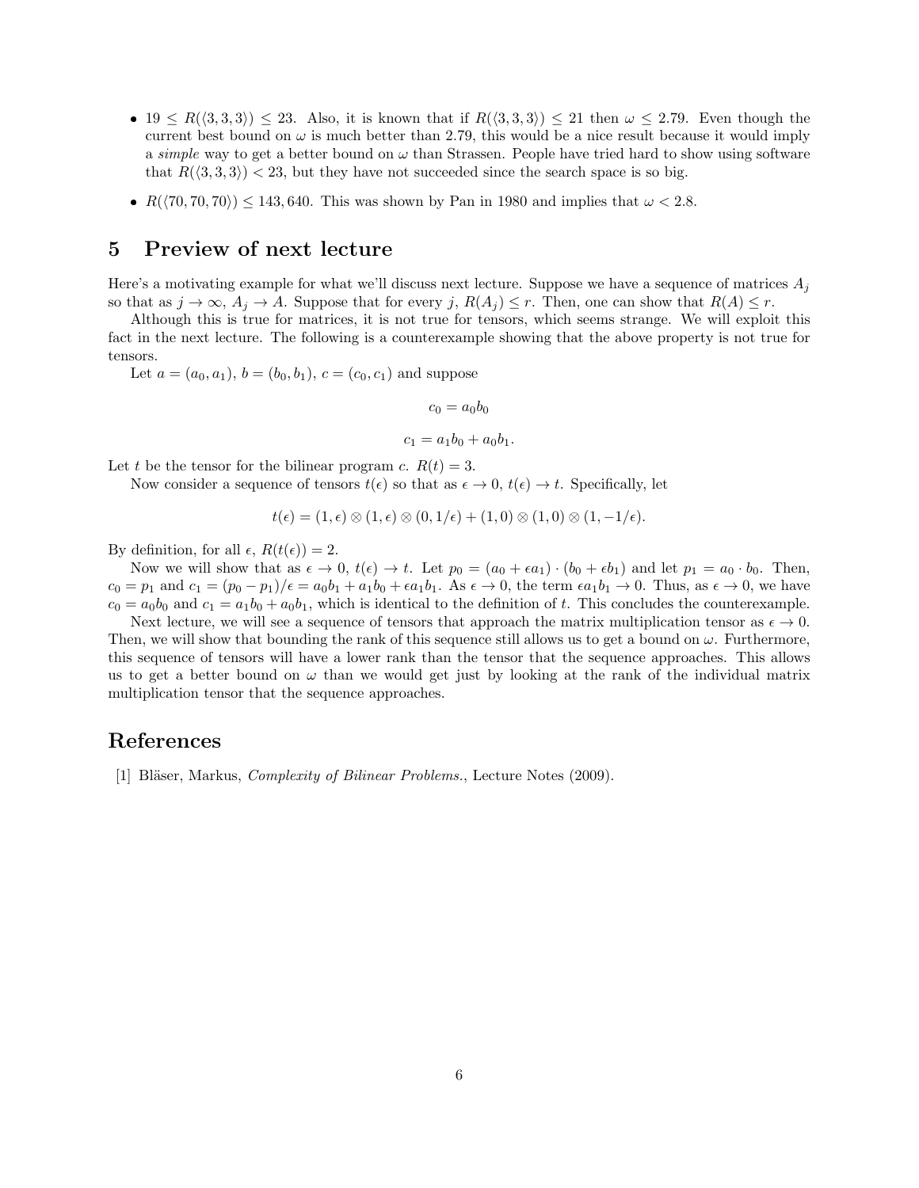- $19 \leq R(\langle 3,3,3 \rangle) \leq 23$. Also, it is known that if $R(\langle 3,3,3 \rangle) \leq 21$ then $\omega \leq 2.79$. Even though the current best bound on $\omega$ is much better than 2.79, this would be a nice result because it would imply a *simple* way to get a better bound on $\omega$ than Strassen. People have tried hard to show using software that $R(\langle 3,3,3 \rangle) < 23$, but they have not succeeded since the search space is so big.
- $R(\langle 70,70,70 \rangle) \leq 143,640$. This was shown by Pan in 1980 and implies that $\omega < 2.8$.

## 5 Preview of next lecture

Here's a motivating example for what we'll discuss next lecture. Suppose we have a sequence of matrices $A_j$ so that as $j \to \infty$, $A_j \to A$. Suppose that for every $j$, $R(A_j) \leq r$. Then, one can show that $R(A) \leq r$.

Although this is true for matrices, it is not true for tensors, which seems strange. We will exploit this fact in the next lecture. The following is a counterexample showing that the above property is not true for tensors.

Let $a = (a_0, a_1)$, $b = (b_0, b_1)$, $c = (c_0, c_1)$ and suppose

$$c_0 = a_0 b_0$$

$$c_1 = a_1 b_0 + a_0 b_1.$$

Let $t$ be the tensor for the bilinear program $c$. $R(t) = 3$.

Now consider a sequence of tensors $t(\epsilon)$ so that as $\epsilon \to 0$, $t(\epsilon) \to t$. Specifically, let

$$t(\epsilon) = (1, \epsilon) \otimes (1, \epsilon) \otimes (0, 1/\epsilon) + (1, 0) \otimes (1, 0) \otimes (1, -1/\epsilon).$$

By definition, for all $\epsilon$, $R(t(\epsilon)) = 2$.

Now we will show that as $\epsilon \to 0$, $t(\epsilon) \to t$. Let $p_0 = (a_0 + \epsilon a_1) \cdot (b_0 + \epsilon b_1)$ and let $p_1 = a_0 \cdot b_0$. Then, $c_0 = p_1$ and $c_1 = (p_0 - p_1)/\epsilon = a_0 b_1 + a_1 b_0 + \epsilon a_1 b_1$. As $\epsilon \to 0$, the term $\epsilon a_1 b_1 \to 0$. Thus, as $\epsilon \to 0$, we have $c_0 = a_0 b_0$ and $c_1 = a_1 b_0 + a_0 b_1$, which is identical to the definition of $t$. This concludes the counterexample.

Next lecture, we will see a sequence of tensors that approach the matrix multiplication tensor as $\epsilon \to 0$. Then, we will show that bounding the rank of this sequence still allows us to get a bound on $\omega$. Furthermore, this sequence of tensors will have a lower rank than the tensor that the sequence approaches. This allows us to get a better bound on $\omega$ than we would get just by looking at the rank of the individual matrix multiplication tensor that the sequence approaches.

## References

[1] Bläser, Markus, *Complexity of Bilinear Problems.*, Lecture Notes (2009).